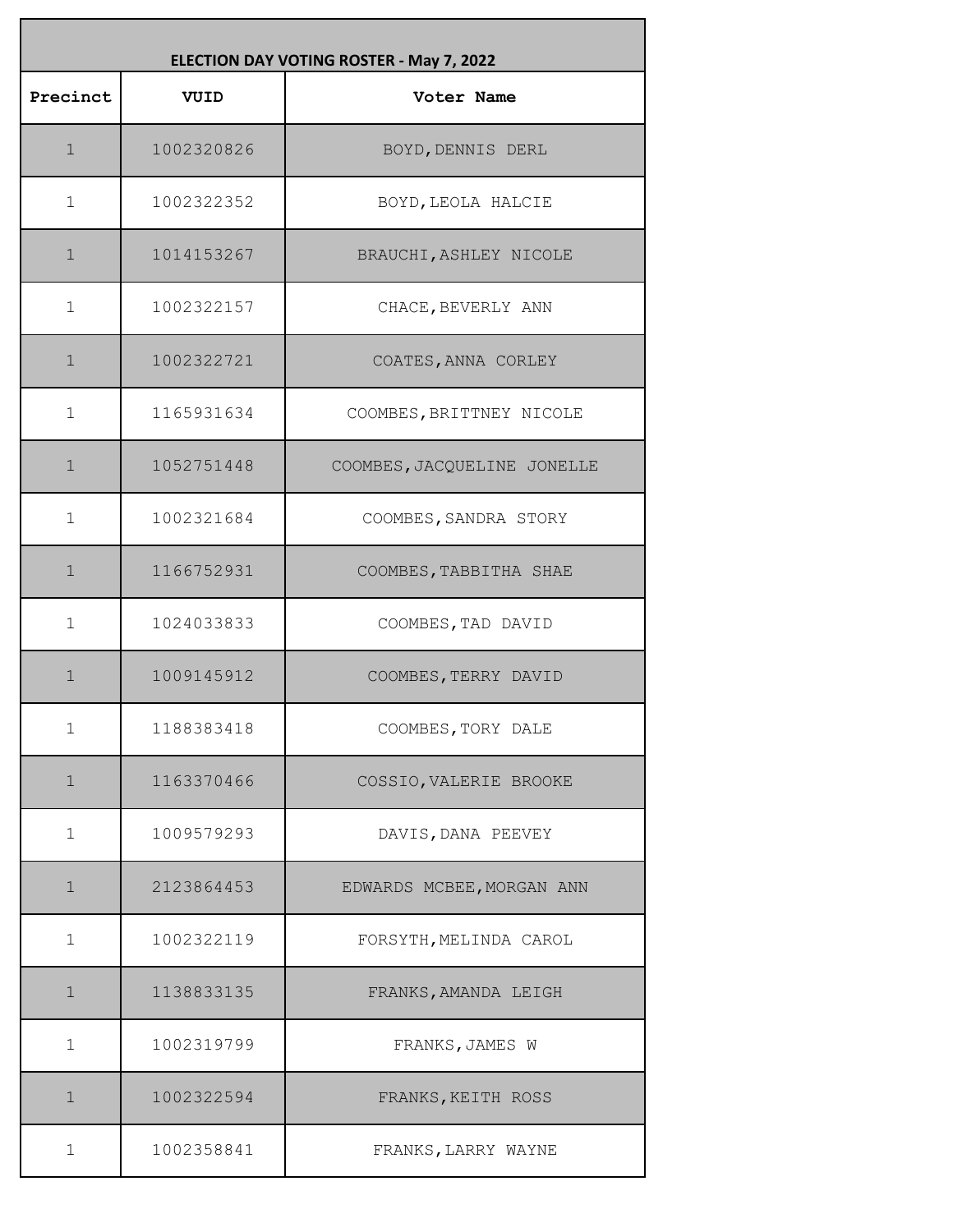| ELECTION DAY VOTING ROSTER - May 7, 2022 | | |
|---|---|---|
| Precinct | VUID | Voter Name |
| 1 | 1002320826 | BOYD,DENNIS DERL |
| 1 | 1002322352 | BOYD,LEOLA HALCIE |
| 1 | 1014153267 | BRAUCHI,ASHLEY NICOLE |
| 1 | 1002322157 | CHACE,BEVERLY ANN |
| 1 | 1002322721 | COATES,ANNA CORLEY |
| 1 | 1165931634 | COOMBES,BRITTNEY NICOLE |
| 1 | 1052751448 | COOMBES,JACQUELINE JONELLE |
| 1 | 1002321684 | COOMBES,SANDRA STORY |
| 1 | 1166752931 | COOMBES,TABBITHA SHAE |
| 1 | 1024033833 | COOMBES,TAD DAVID |
| 1 | 1009145912 | COOMBES,TERRY DAVID |
| 1 | 1188383418 | COOMBES,TORY DALE |
| 1 | 1163370466 | COSSIO,VALERIE BROOKE |
| 1 | 1009579293 | DAVIS,DANA PEEVEY |
| 1 | 2123864453 | EDWARDS MCBEE,MORGAN ANN |
| 1 | 1002322119 | FORSYTH,MELINDA CAROL |
| 1 | 1138833135 | FRANKS,AMANDA LEIGH |
| 1 | 1002319799 | FRANKS,JAMES W |
| 1 | 1002322594 | FRANKS,KEITH ROSS |
| 1 | 1002358841 | FRANKS,LARRY WAYNE |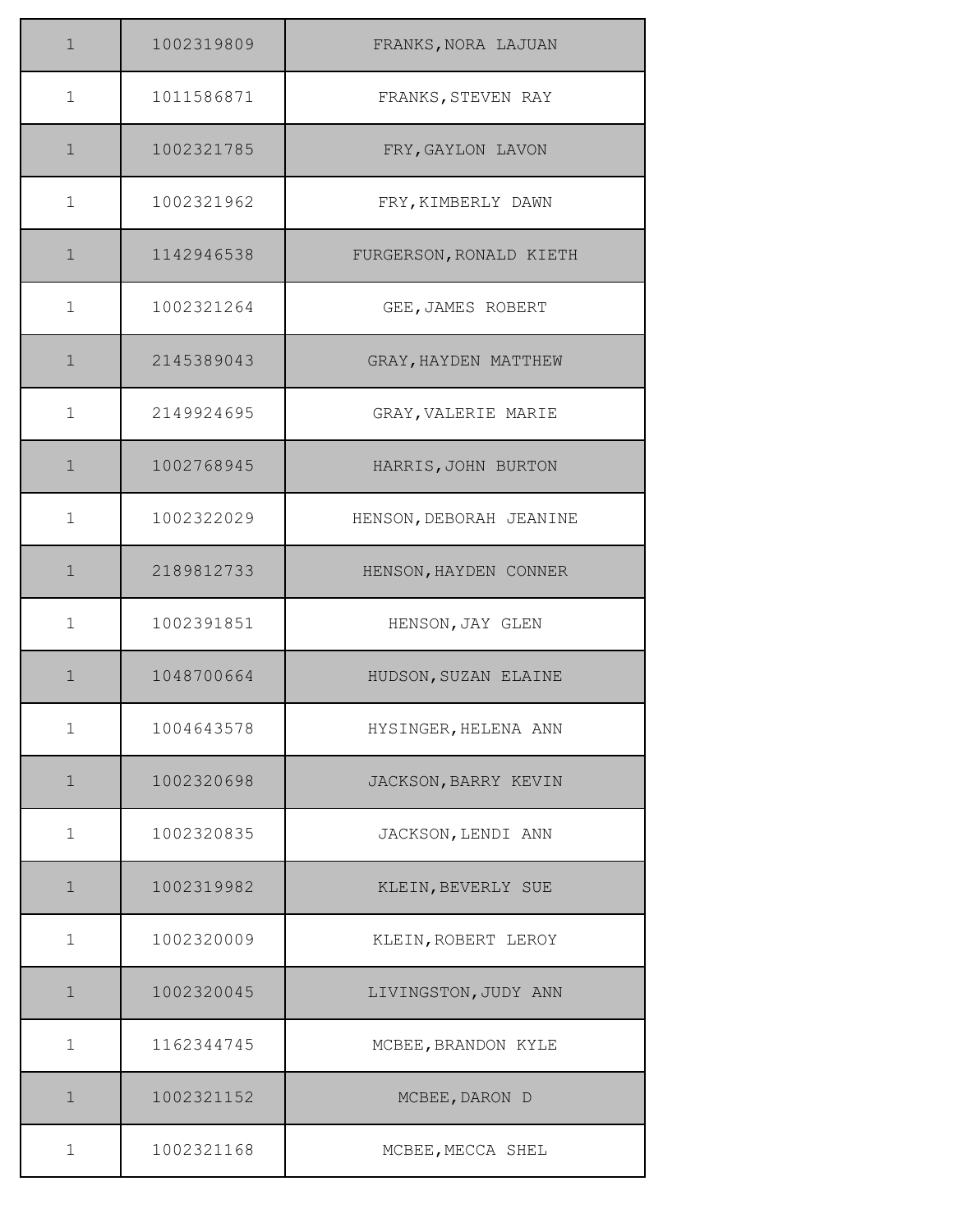| | | |
|---|---|---|
| 1 | 1002319809 | FRANKS,NORA LAJUAN |
| 1 | 1011586871 | FRANKS,STEVEN RAY |
| 1 | 1002321785 | FRY,GAYLON LAVON |
| 1 | 1002321962 | FRY,KIMBERLY DAWN |
| 1 | 1142946538 | FURGERSON,RONALD KIETH |
| 1 | 1002321264 | GEE,JAMES ROBERT |
| 1 | 2145389043 | GRAY,HAYDEN MATTHEW |
| 1 | 2149924695 | GRAY,VALERIE MARIE |
| 1 | 1002768945 | HARRIS,JOHN BURTON |
| 1 | 1002322029 | HENSON,DEBORAH JEANINE |
| 1 | 2189812733 | HENSON,HAYDEN CONNER |
| 1 | 1002391851 | HENSON,JAY GLEN |
| 1 | 1048700664 | HUDSON,SUZAN ELAINE |
| 1 | 1004643578 | HYSINGER,HELENA ANN |
| 1 | 1002320698 | JACKSON,BARRY KEVIN |
| 1 | 1002320835 | JACKSON,LENDI ANN |
| 1 | 1002319982 | KLEIN,BEVERLY SUE |
| 1 | 1002320009 | KLEIN,ROBERT LEROY |
| 1 | 1002320045 | LIVINGSTON,JUDY ANN |
| 1 | 1162344745 | MCBEE,BRANDON KYLE |
| 1 | 1002321152 | MCBEE,DARON D |
| 1 | 1002321168 | MCBEE,MECCA SHEL |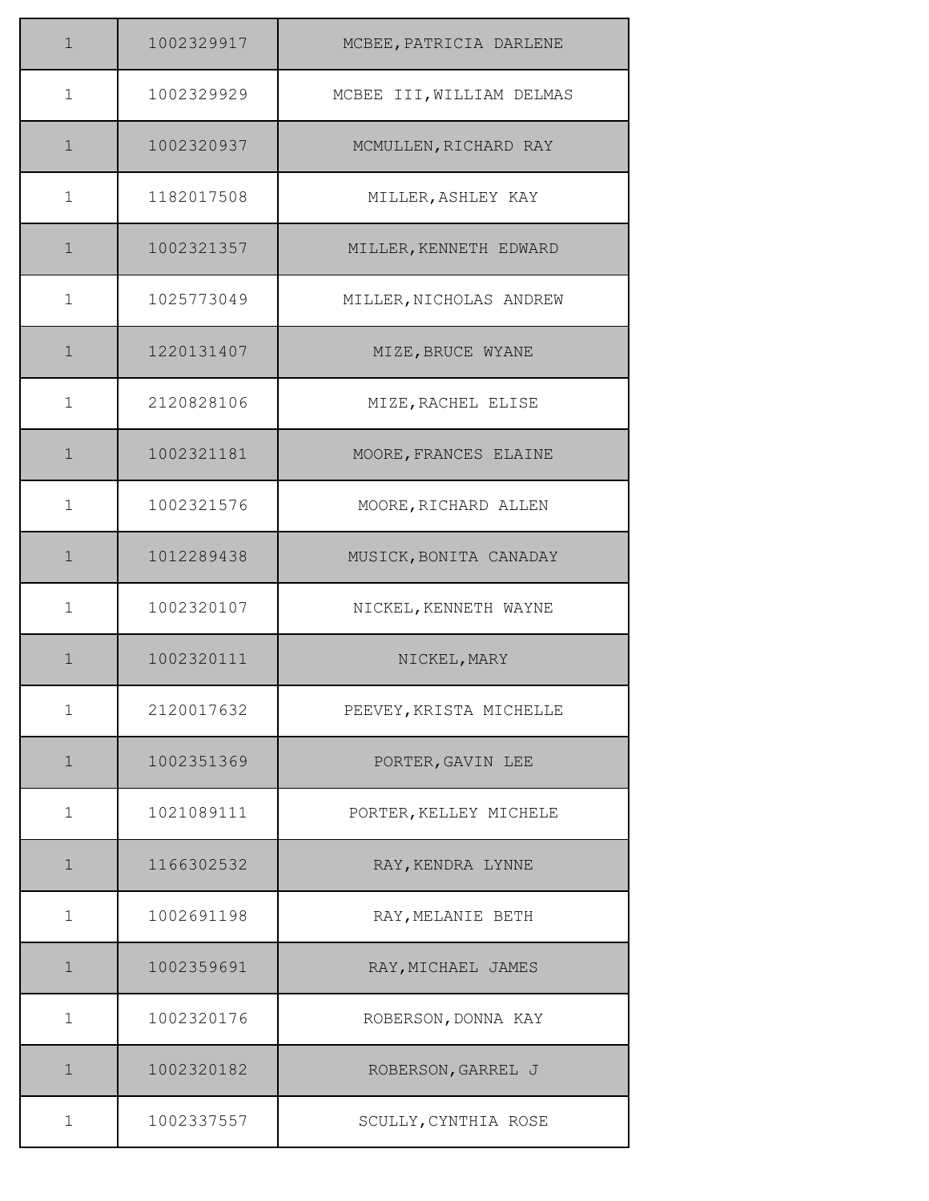| | | |
|---|---|---|
| 1 | 1002329917 | MCBEE,PATRICIA DARLENE |
| 1 | 1002329929 | MCBEE III,WILLIAM DELMAS |
| 1 | 1002320937 | MCMULLEN,RICHARD RAY |
| 1 | 1182017508 | MILLER,ASHLEY KAY |
| 1 | 1002321357 | MILLER,KENNETH EDWARD |
| 1 | 1025773049 | MILLER,NICHOLAS ANDREW |
| 1 | 1220131407 | MIZE,BRUCE WYANE |
| 1 | 2120828106 | MIZE,RACHEL ELISE |
| 1 | 1002321181 | MOORE,FRANCES ELAINE |
| 1 | 1002321576 | MOORE,RICHARD ALLEN |
| 1 | 1012289438 | MUSICK,BONITA CANADAY |
| 1 | 1002320107 | NICKEL,KENNETH WAYNE |
| 1 | 1002320111 | NICKEL,MARY |
| 1 | 2120017632 | PEEVEY,KRISTA MICHELLE |
| 1 | 1002351369 | PORTER,GAVIN LEE |
| 1 | 1021089111 | PORTER,KELLEY MICHELE |
| 1 | 1166302532 | RAY,KENDRA LYNNE |
| 1 | 1002691198 | RAY,MELANIE BETH |
| 1 | 1002359691 | RAY,MICHAEL JAMES |
| 1 | 1002320176 | ROBERSON,DONNA KAY |
| 1 | 1002320182 | ROBERSON,GARREL J |
| 1 | 1002337557 | SCULLY,CYNTHIA ROSE |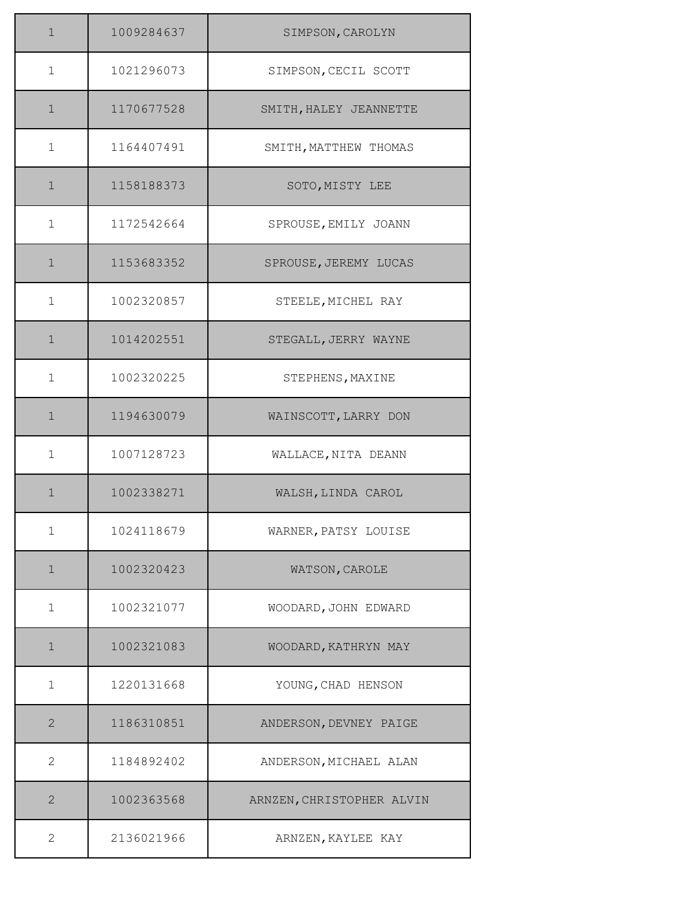| | | |
|---|---|---|
| 1 | 1009284637 | SIMPSON,CAROLYN |
| 1 | 1021296073 | SIMPSON,CECIL SCOTT |
| 1 | 1170677528 | SMITH,HALEY JEANNETTE |
| 1 | 1164407491 | SMITH,MATTHEW THOMAS |
| 1 | 1158188373 | SOTO,MISTY LEE |
| 1 | 1172542664 | SPROUSE,EMILY JOANN |
| 1 | 1153683352 | SPROUSE,JEREMY LUCAS |
| 1 | 1002320857 | STEELE,MICHEL RAY |
| 1 | 1014202551 | STEGALL,JERRY WAYNE |
| 1 | 1002320225 | STEPHENS,MAXINE |
| 1 | 1194630079 | WAINSCOTT,LARRY DON |
| 1 | 1007128723 | WALLACE,NITA DEANN |
| 1 | 1002338271 | WALSH,LINDA CAROL |
| 1 | 1024118679 | WARNER,PATSY LOUISE |
| 1 | 1002320423 | WATSON,CAROLE |
| 1 | 1002321077 | WOODARD,JOHN EDWARD |
| 1 | 1002321083 | WOODARD,KATHRYN MAY |
| 1 | 1220131668 | YOUNG,CHAD HENSON |
| 2 | 1186310851 | ANDERSON,DEVNEY PAIGE |
| 2 | 1184892402 | ANDERSON,MICHAEL ALAN |
| 2 | 1002363568 | ARNZEN,CHRISTOPHER ALVIN |
| 2 | 2136021966 | ARNZEN,KAYLEE KAY |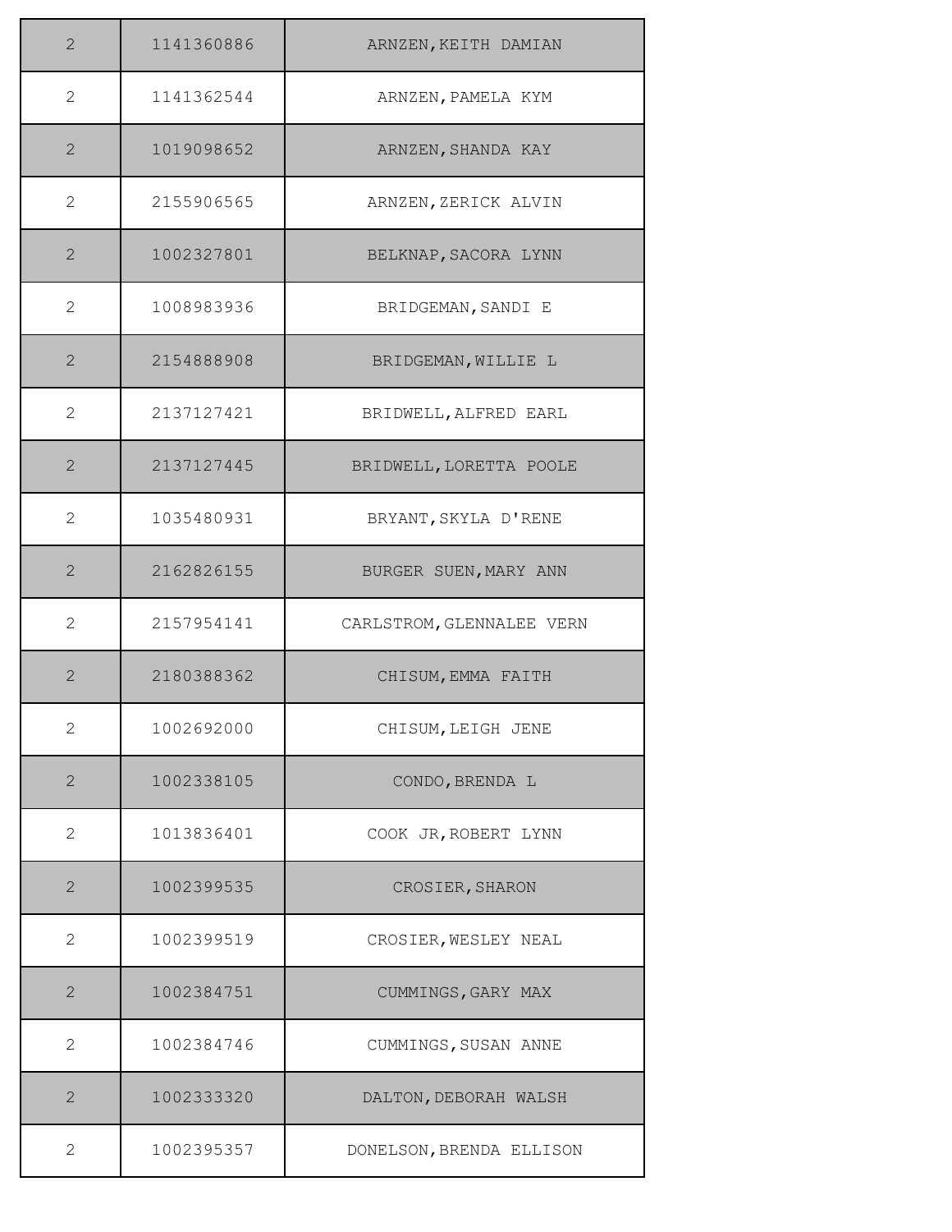| | | |
|---|---|---|
| 2 | 1141360886 | ARNZEN,KEITH DAMIAN |
| 2 | 1141362544 | ARNZEN,PAMELA KYM |
| 2 | 1019098652 | ARNZEN,SHANDA KAY |
| 2 | 2155906565 | ARNZEN,ZERICK ALVIN |
| 2 | 1002327801 | BELKNAP,SACORA LYNN |
| 2 | 1008983936 | BRIDGEMAN,SANDI E |
| 2 | 2154888908 | BRIDGEMAN,WILLIE L |
| 2 | 2137127421 | BRIDWELL,ALFRED EARL |
| 2 | 2137127445 | BRIDWELL,LORETTA POOLE |
| 2 | 1035480931 | BRYANT,SKYLA D'RENE |
| 2 | 2162826155 | BURGER SUEN,MARY ANN |
| 2 | 2157954141 | CARLSTROM,GLENNALEE VERN |
| 2 | 2180388362 | CHISUM,EMMA FAITH |
| 2 | 1002692000 | CHISUM,LEIGH JENE |
| 2 | 1002338105 | CONDO,BRENDA L |
| 2 | 1013836401 | COOK JR,ROBERT LYNN |
| 2 | 1002399535 | CROSIER,SHARON |
| 2 | 1002399519 | CROSIER,WESLEY NEAL |
| 2 | 1002384751 | CUMMINGS,GARY MAX |
| 2 | 1002384746 | CUMMINGS,SUSAN ANNE |
| 2 | 1002333320 | DALTON,DEBORAH WALSH |
| 2 | 1002395357 | DONELSON,BRENDA ELLISON |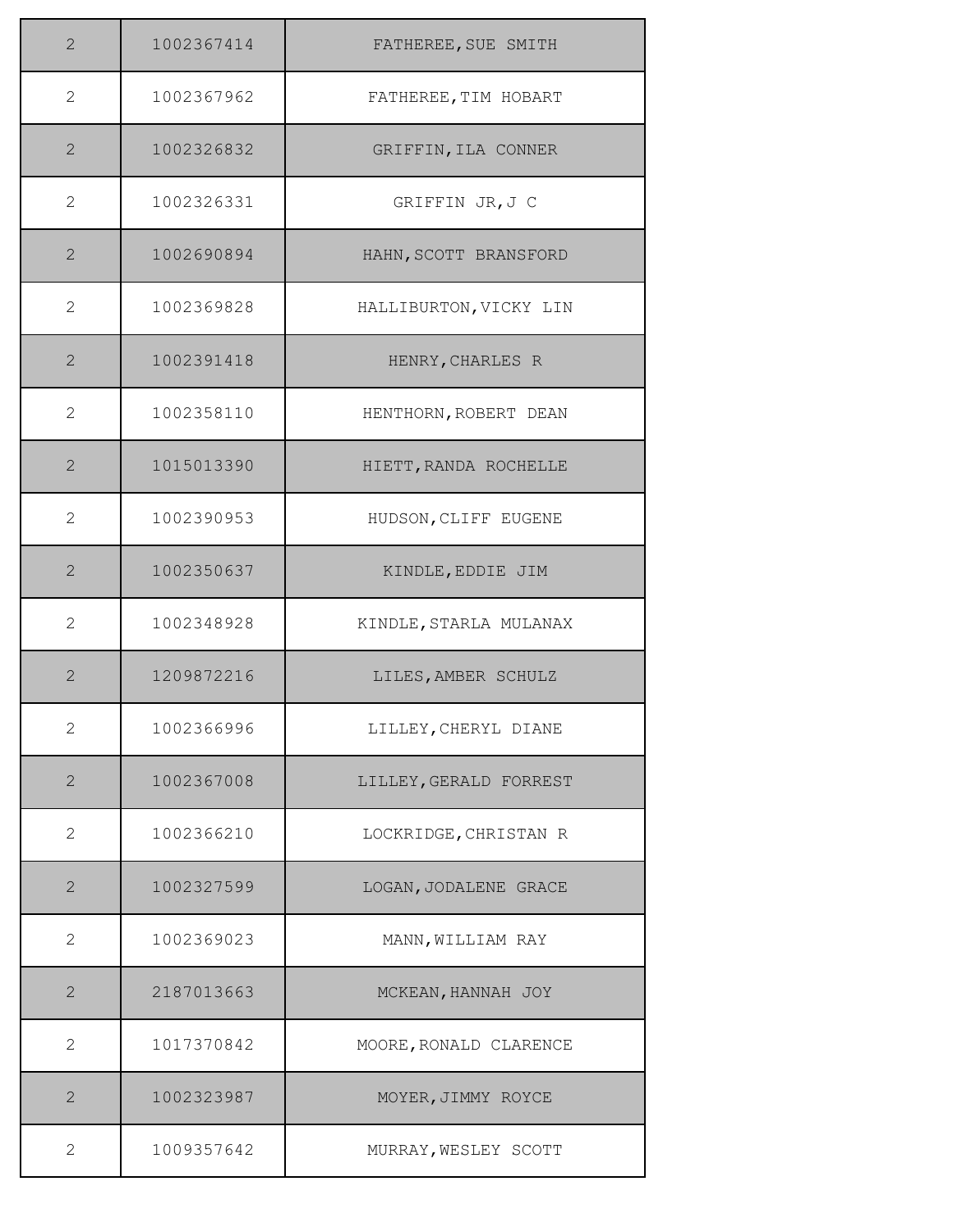| | | |
|---|---|---|
| 2 | 1002367414 | FATHEREE,SUE SMITH |
| 2 | 1002367962 | FATHEREE,TIM HOBART |
| 2 | 1002326832 | GRIFFIN,ILA CONNER |
| 2 | 1002326331 | GRIFFIN JR,J C |
| 2 | 1002690894 | HAHN,SCOTT BRANSFORD |
| 2 | 1002369828 | HALLIBURTON,VICKY LIN |
| 2 | 1002391418 | HENRY,CHARLES R |
| 2 | 1002358110 | HENTHORN,ROBERT DEAN |
| 2 | 1015013390 | HIETT,RANDA ROCHELLE |
| 2 | 1002390953 | HUDSON,CLIFF EUGENE |
| 2 | 1002350637 | KINDLE,EDDIE JIM |
| 2 | 1002348928 | KINDLE,STARLA MULANAX |
| 2 | 1209872216 | LILES,AMBER SCHULZ |
| 2 | 1002366996 | LILLEY,CHERYL DIANE |
| 2 | 1002367008 | LILLEY,GERALD FORREST |
| 2 | 1002366210 | LOCKRIDGE,CHRISTAN R |
| 2 | 1002327599 | LOGAN,JODALENE GRACE |
| 2 | 1002369023 | MANN,WILLIAM RAY |
| 2 | 2187013663 | MCKEAN,HANNAH JOY |
| 2 | 1017370842 | MOORE,RONALD CLARENCE |
| 2 | 1002323987 | MOYER,JIMMY ROYCE |
| 2 | 1009357642 | MURRAY,WESLEY SCOTT |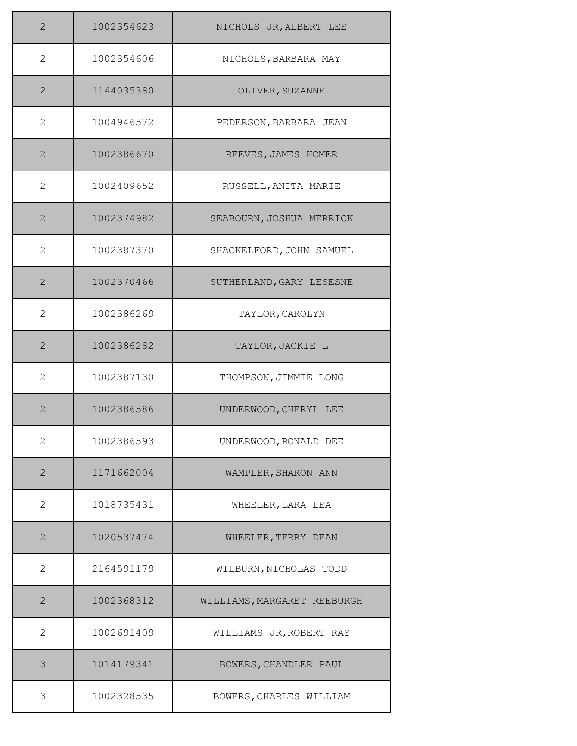| | | |
|---|---|---|
| 2 | 1002354623 | NICHOLS JR,ALBERT LEE |
| 2 | 1002354606 | NICHOLS,BARBARA MAY |
| 2 | 1144035380 | OLIVER,SUZANNE |
| 2 | 1004946572 | PEDERSON,BARBARA JEAN |
| 2 | 1002386670 | REEVES,JAMES HOMER |
| 2 | 1002409652 | RUSSELL,ANITA MARIE |
| 2 | 1002374982 | SEABOURN,JOSHUA MERRICK |
| 2 | 1002387370 | SHACKELFORD,JOHN SAMUEL |
| 2 | 1002370466 | SUTHERLAND,GARY LESESNE |
| 2 | 1002386269 | TAYLOR,CAROLYN |
| 2 | 1002386282 | TAYLOR,JACKIE L |
| 2 | 1002387130 | THOMPSON,JIMMIE LONG |
| 2 | 1002386586 | UNDERWOOD,CHERYL LEE |
| 2 | 1002386593 | UNDERWOOD,RONALD DEE |
| 2 | 1171662004 | WAMPLER,SHARON ANN |
| 2 | 1018735431 | WHEELER,LARA LEA |
| 2 | 1020537474 | WHEELER,TERRY DEAN |
| 2 | 2164591179 | WILBURN,NICHOLAS TODD |
| 2 | 1002368312 | WILLIAMS,MARGARET REEBURGH |
| 2 | 1002691409 | WILLIAMS JR,ROBERT RAY |
| 3 | 1014179341 | BOWERS,CHANDLER PAUL |
| 3 | 1002328535 | BOWERS,CHARLES WILLIAM |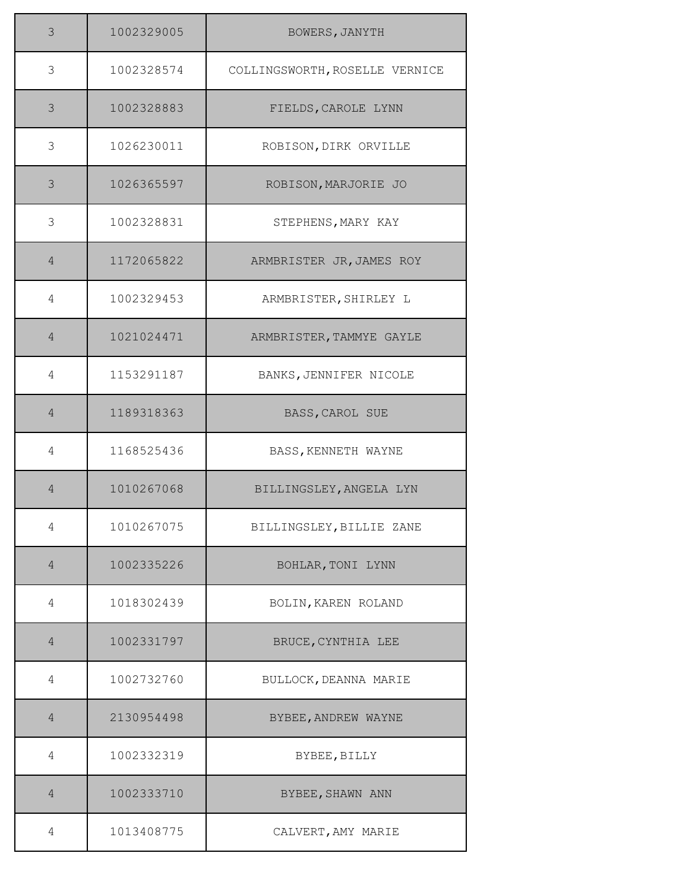| | | |
|---|---|---|
| 3 | 1002329005 | BOWERS,JANYTH |
| 3 | 1002328574 | COLLINGSWORTH,ROSELLE VERNICE |
| 3 | 1002328883 | FIELDS,CAROLE LYNN |
| 3 | 1026230011 | ROBISON,DIRK ORVILLE |
| 3 | 1026365597 | ROBISON,MARJORIE JO |
| 3 | 1002328831 | STEPHENS,MARY KAY |
| 4 | 1172065822 | ARMBRISTER JR,JAMES ROY |
| 4 | 1002329453 | ARMBRISTER,SHIRLEY L |
| 4 | 1021024471 | ARMBRISTER,TAMMYE GAYLE |
| 4 | 1153291187 | BANKS,JENNIFER NICOLE |
| 4 | 1189318363 | BASS,CAROL SUE |
| 4 | 1168525436 | BASS,KENNETH WAYNE |
| 4 | 1010267068 | BILLINGSLEY,ANGELA LYN |
| 4 | 1010267075 | BILLINGSLEY,BILLIE ZANE |
| 4 | 1002335226 | BOHLAR,TONI LYNN |
| 4 | 1018302439 | BOLIN,KAREN ROLAND |
| 4 | 1002331797 | BRUCE,CYNTHIA LEE |
| 4 | 1002732760 | BULLOCK,DEANNA MARIE |
| 4 | 2130954498 | BYBEE,ANDREW WAYNE |
| 4 | 1002332319 | BYBEE,BILLY |
| 4 | 1002333710 | BYBEE,SHAWN ANN |
| 4 | 1013408775 | CALVERT,AMY MARIE |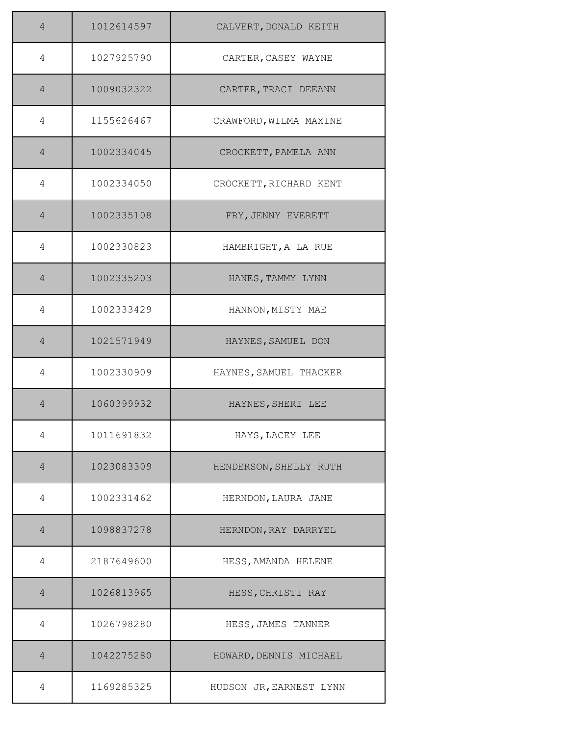| | | |
|---|---|---|
| 4 | 1012614597 | CALVERT,DONALD KEITH |
| 4 | 1027925790 | CARTER,CASEY WAYNE |
| 4 | 1009032322 | CARTER,TRACI DEEANN |
| 4 | 1155626467 | CRAWFORD,WILMA MAXINE |
| 4 | 1002334045 | CROCKETT,PAMELA ANN |
| 4 | 1002334050 | CROCKETT,RICHARD KENT |
| 4 | 1002335108 | FRY,JENNY EVERETT |
| 4 | 1002330823 | HAMBRIGHT,A LA RUE |
| 4 | 1002335203 | HANES,TAMMY LYNN |
| 4 | 1002333429 | HANNON,MISTY MAE |
| 4 | 1021571949 | HAYNES,SAMUEL DON |
| 4 | 1002330909 | HAYNES,SAMUEL THACKER |
| 4 | 1060399932 | HAYNES,SHERI LEE |
| 4 | 1011691832 | HAYS,LACEY LEE |
| 4 | 1023083309 | HENDERSON,SHELLY RUTH |
| 4 | 1002331462 | HERNDON,LAURA JANE |
| 4 | 1098837278 | HERNDON,RAY DARRYEL |
| 4 | 2187649600 | HESS,AMANDA HELENE |
| 4 | 1026813965 | HESS,CHRISTI RAY |
| 4 | 1026798280 | HESS,JAMES TANNER |
| 4 | 1042275280 | HOWARD,DENNIS MICHAEL |
| 4 | 1169285325 | HUDSON JR,EARNEST LYNN |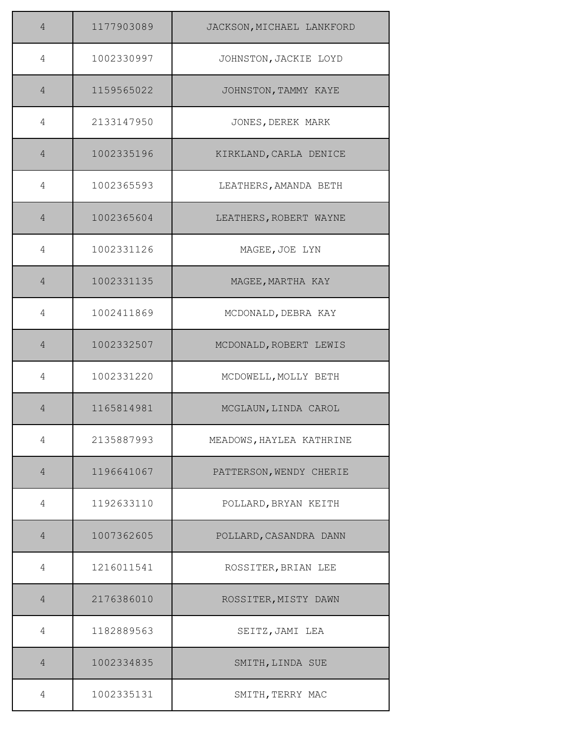| | | |
|---|---|---|
| 4 | 1177903089 | JACKSON,MICHAEL LANKFORD |
| 4 | 1002330997 | JOHNSTON,JACKIE LOYD |
| 4 | 1159565022 | JOHNSTON,TAMMY KAYE |
| 4 | 2133147950 | JONES,DEREK MARK |
| 4 | 1002335196 | KIRKLAND,CARLA DENICE |
| 4 | 1002365593 | LEATHERS,AMANDA BETH |
| 4 | 1002365604 | LEATHERS,ROBERT WAYNE |
| 4 | 1002331126 | MAGEE,JOE LYN |
| 4 | 1002331135 | MAGEE,MARTHA KAY |
| 4 | 1002411869 | MCDONALD,DEBRA KAY |
| 4 | 1002332507 | MCDONALD,ROBERT LEWIS |
| 4 | 1002331220 | MCDOWELL,MOLLY BETH |
| 4 | 1165814981 | MCGLAUN,LINDA CAROL |
| 4 | 2135887993 | MEADOWS,HAYLEA KATHRINE |
| 4 | 1196641067 | PATTERSON,WENDY CHERIE |
| 4 | 1192633110 | POLLARD,BRYAN KEITH |
| 4 | 1007362605 | POLLARD,CASANDRA DANN |
| 4 | 1216011541 | ROSSITER,BRIAN LEE |
| 4 | 2176386010 | ROSSITER,MISTY DAWN |
| 4 | 1182889563 | SEITZ,JAMI LEA |
| 4 | 1002334835 | SMITH,LINDA SUE |
| 4 | 1002335131 | SMITH,TERRY MAC |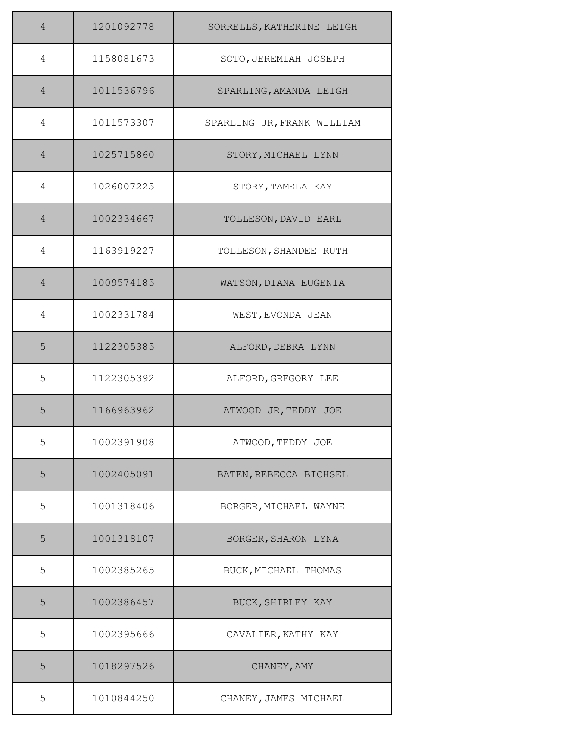| 4 | 1201092778 | SORRELLS,KATHERINE LEIGH |
|---|---|---|
| 4 | 1158081673 | SOTO,JEREMIAH JOSEPH |
| 4 | 1011536796 | SPARLING,AMANDA LEIGH |
| 4 | 1011573307 | SPARLING JR,FRANK WILLIAM |
| 4 | 1025715860 | STORY,MICHAEL LYNN |
| 4 | 1026007225 | STORY,TAMELA KAY |
| 4 | 1002334667 | TOLLESON,DAVID EARL |
| 4 | 1163919227 | TOLLESON,SHANDEE RUTH |
| 4 | 1009574185 | WATSON,DIANA EUGENIA |
| 4 | 1002331784 | WEST,EVONDA JEAN |
| 5 | 1122305385 | ALFORD,DEBRA LYNN |
| 5 | 1122305392 | ALFORD,GREGORY LEE |
| 5 | 1166963962 | ATWOOD JR,TEDDY JOE |
| 5 | 1002391908 | ATWOOD,TEDDY JOE |
| 5 | 1002405091 | BATEN,REBECCA BICHSEL |
| 5 | 1001318406 | BORGER,MICHAEL WAYNE |
| 5 | 1001318107 | BORGER,SHARON LYNA |
| 5 | 1002385265 | BUCK,MICHAEL THOMAS |
| 5 | 1002386457 | BUCK,SHIRLEY KAY |
| 5 | 1002395666 | CAVALIER,KATHY KAY |
| 5 | 1018297526 | CHANEY,AMY |
| 5 | 1010844250 | CHANEY,JAMES MICHAEL |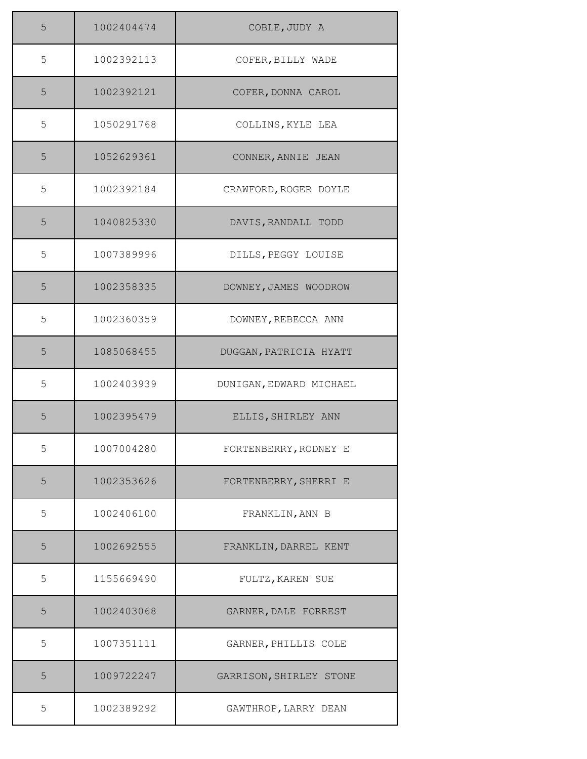| | | |
|---|---|---|
| 5 | 1002404474 | COBLE,JUDY A |
| 5 | 1002392113 | COFER,BILLY WADE |
| 5 | 1002392121 | COFER,DONNA CAROL |
| 5 | 1050291768 | COLLINS,KYLE LEA |
| 5 | 1052629361 | CONNER,ANNIE JEAN |
| 5 | 1002392184 | CRAWFORD,ROGER DOYLE |
| 5 | 1040825330 | DAVIS,RANDALL TODD |
| 5 | 1007389996 | DILLS,PEGGY LOUISE |
| 5 | 1002358335 | DOWNEY,JAMES WOODROW |
| 5 | 1002360359 | DOWNEY,REBECCA ANN |
| 5 | 1085068455 | DUGGAN,PATRICIA HYATT |
| 5 | 1002403939 | DUNIGAN,EDWARD MICHAEL |
| 5 | 1002395479 | ELLIS,SHIRLEY ANN |
| 5 | 1007004280 | FORTENBERRY,RODNEY E |
| 5 | 1002353626 | FORTENBERRY,SHERRI E |
| 5 | 1002406100 | FRANKLIN,ANN B |
| 5 | 1002692555 | FRANKLIN,DARREL KENT |
| 5 | 1155669490 | FULTZ,KAREN SUE |
| 5 | 1002403068 | GARNER,DALE FORREST |
| 5 | 1007351111 | GARNER,PHILLIS COLE |
| 5 | 1009722247 | GARRISON,SHIRLEY STONE |
| 5 | 1002389292 | GAWTHROP,LARRY DEAN |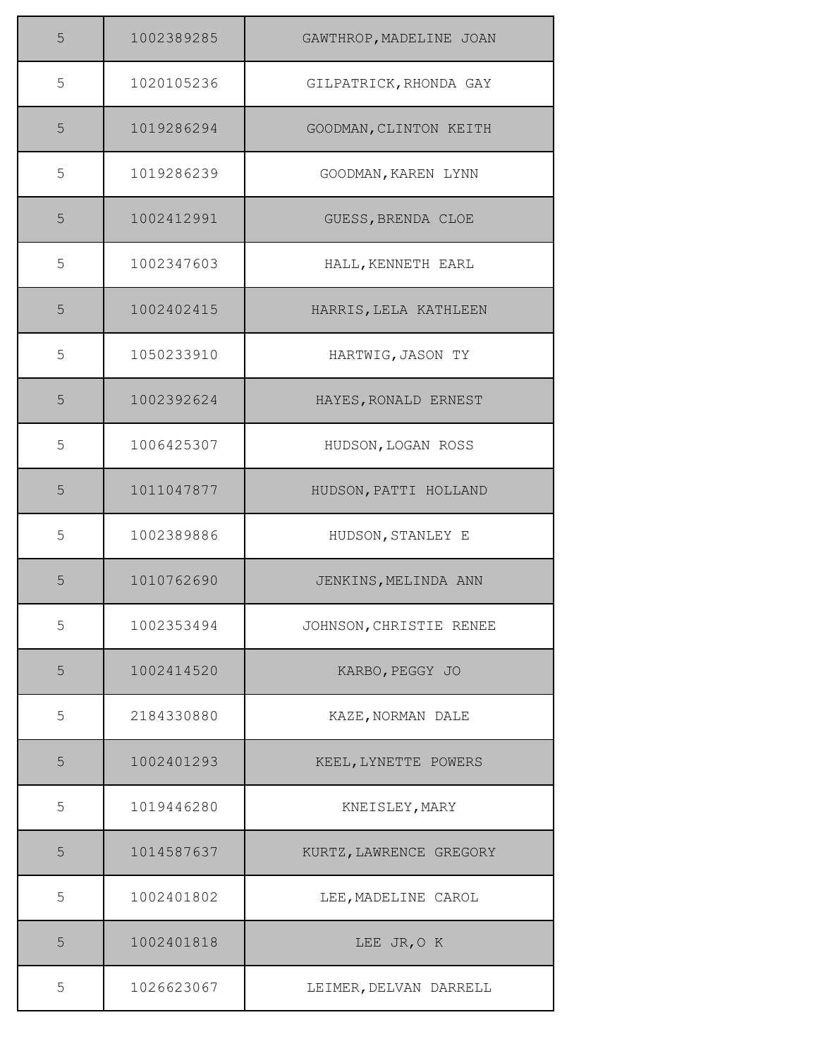| | | |
|---|---|---|
| 5 | 1002389285 | GAWTHROP,MADELINE JOAN |
| 5 | 1020105236 | GILPATRICK,RHONDA GAY |
| 5 | 1019286294 | GOODMAN,CLINTON KEITH |
| 5 | 1019286239 | GOODMAN,KAREN LYNN |
| 5 | 1002412991 | GUESS,BRENDA CLOE |
| 5 | 1002347603 | HALL,KENNETH EARL |
| 5 | 1002402415 | HARRIS,LELA KATHLEEN |
| 5 | 1050233910 | HARTWIG,JASON TY |
| 5 | 1002392624 | HAYES,RONALD ERNEST |
| 5 | 1006425307 | HUDSON,LOGAN ROSS |
| 5 | 1011047877 | HUDSON,PATTI HOLLAND |
| 5 | 1002389886 | HUDSON,STANLEY E |
| 5 | 1010762690 | JENKINS,MELINDA ANN |
| 5 | 1002353494 | JOHNSON,CHRISTIE RENEE |
| 5 | 1002414520 | KARBO,PEGGY JO |
| 5 | 2184330880 | KAZE,NORMAN DALE |
| 5 | 1002401293 | KEEL,LYNETTE POWERS |
| 5 | 1019446280 | KNEISLEY,MARY |
| 5 | 1014587637 | KURTZ,LAWRENCE GREGORY |
| 5 | 1002401802 | LEE,MADELINE CAROL |
| 5 | 1002401818 | LEE JR,O K |
| 5 | 1026623067 | LEIMER,DELVAN DARRELL |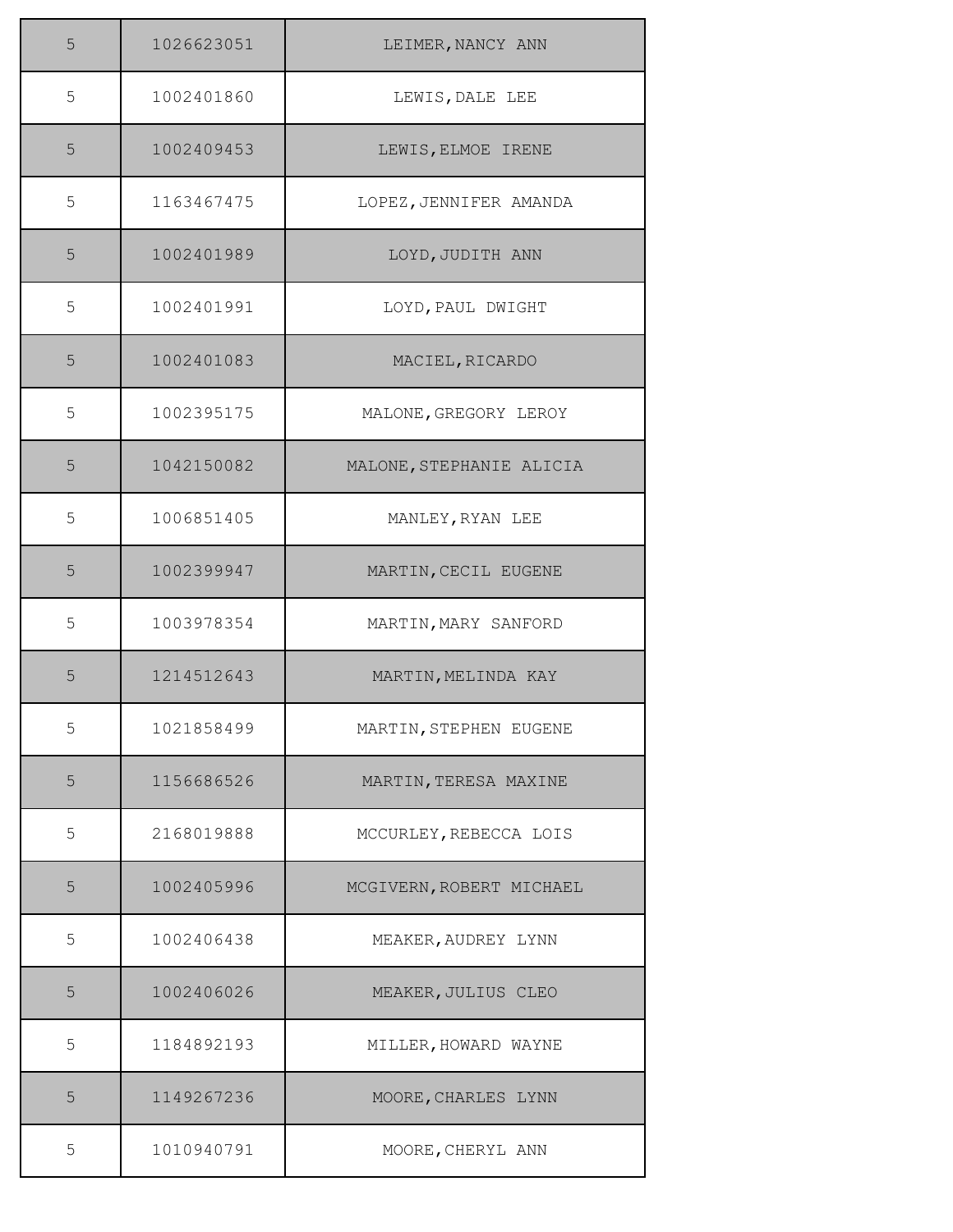| 5 | 1026623051 | LEIMER,NANCY ANN |
|---|---|---|
| 5 | 1002401860 | LEWIS,DALE LEE |
| 5 | 1002409453 | LEWIS,ELMOE IRENE |
| 5 | 1163467475 | LOPEZ,JENNIFER AMANDA |
| 5 | 1002401989 | LOYD,JUDITH ANN |
| 5 | 1002401991 | LOYD,PAUL DWIGHT |
| 5 | 1002401083 | MACIEL,RICARDO |
| 5 | 1002395175 | MALONE,GREGORY LEROY |
| 5 | 1042150082 | MALONE,STEPHANIE ALICIA |
| 5 | 1006851405 | MANLEY,RYAN LEE |
| 5 | 1002399947 | MARTIN,CECIL EUGENE |
| 5 | 1003978354 | MARTIN,MARY SANFORD |
| 5 | 1214512643 | MARTIN,MELINDA KAY |
| 5 | 1021858499 | MARTIN,STEPHEN EUGENE |
| 5 | 1156686526 | MARTIN,TERESA MAXINE |
| 5 | 2168019888 | MCCURLEY,REBECCA LOIS |
| 5 | 1002405996 | MCGIVERN,ROBERT MICHAEL |
| 5 | 1002406438 | MEAKER,AUDREY LYNN |
| 5 | 1002406026 | MEAKER,JULIUS CLEO |
| 5 | 1184892193 | MILLER,HOWARD WAYNE |
| 5 | 1149267236 | MOORE,CHARLES LYNN |
| 5 | 1010940791 | MOORE,CHERYL ANN |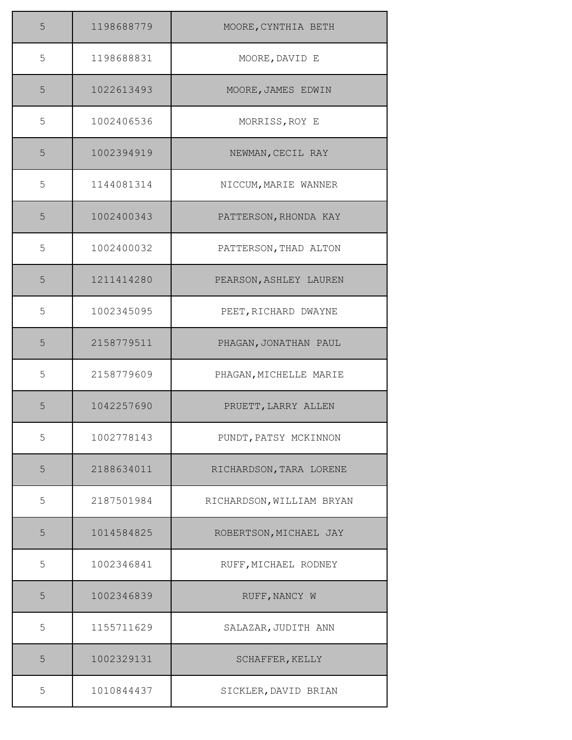| 5 | 1198688779 | MOORE,CYNTHIA BETH |
|---|---|---|
| 5 | 1198688831 | MOORE,DAVID E |
| 5 | 1022613493 | MOORE,JAMES EDWIN |
| 5 | 1002406536 | MORRISS,ROY E |
| 5 | 1002394919 | NEWMAN,CECIL RAY |
| 5 | 1144081314 | NICCUM,MARIE WANNER |
| 5 | 1002400343 | PATTERSON,RHONDA KAY |
| 5 | 1002400032 | PATTERSON,THAD ALTON |
| 5 | 1211414280 | PEARSON,ASHLEY LAUREN |
| 5 | 1002345095 | PEET,RICHARD DWAYNE |
| 5 | 2158779511 | PHAGAN,JONATHAN PAUL |
| 5 | 2158779609 | PHAGAN,MICHELLE MARIE |
| 5 | 1042257690 | PRUETT,LARRY ALLEN |
| 5 | 1002778143 | PUNDT,PATSY MCKINNON |
| 5 | 2188634011 | RICHARDSON,TARA LORENE |
| 5 | 2187501984 | RICHARDSON,WILLIAM BRYAN |
| 5 | 1014584825 | ROBERTSON,MICHAEL JAY |
| 5 | 1002346841 | RUFF,MICHAEL RODNEY |
| 5 | 1002346839 | RUFF,NANCY W |
| 5 | 1155711629 | SALAZAR,JUDITH ANN |
| 5 | 1002329131 | SCHAFFER,KELLY |
| 5 | 1010844437 | SICKLER,DAVID BRIAN |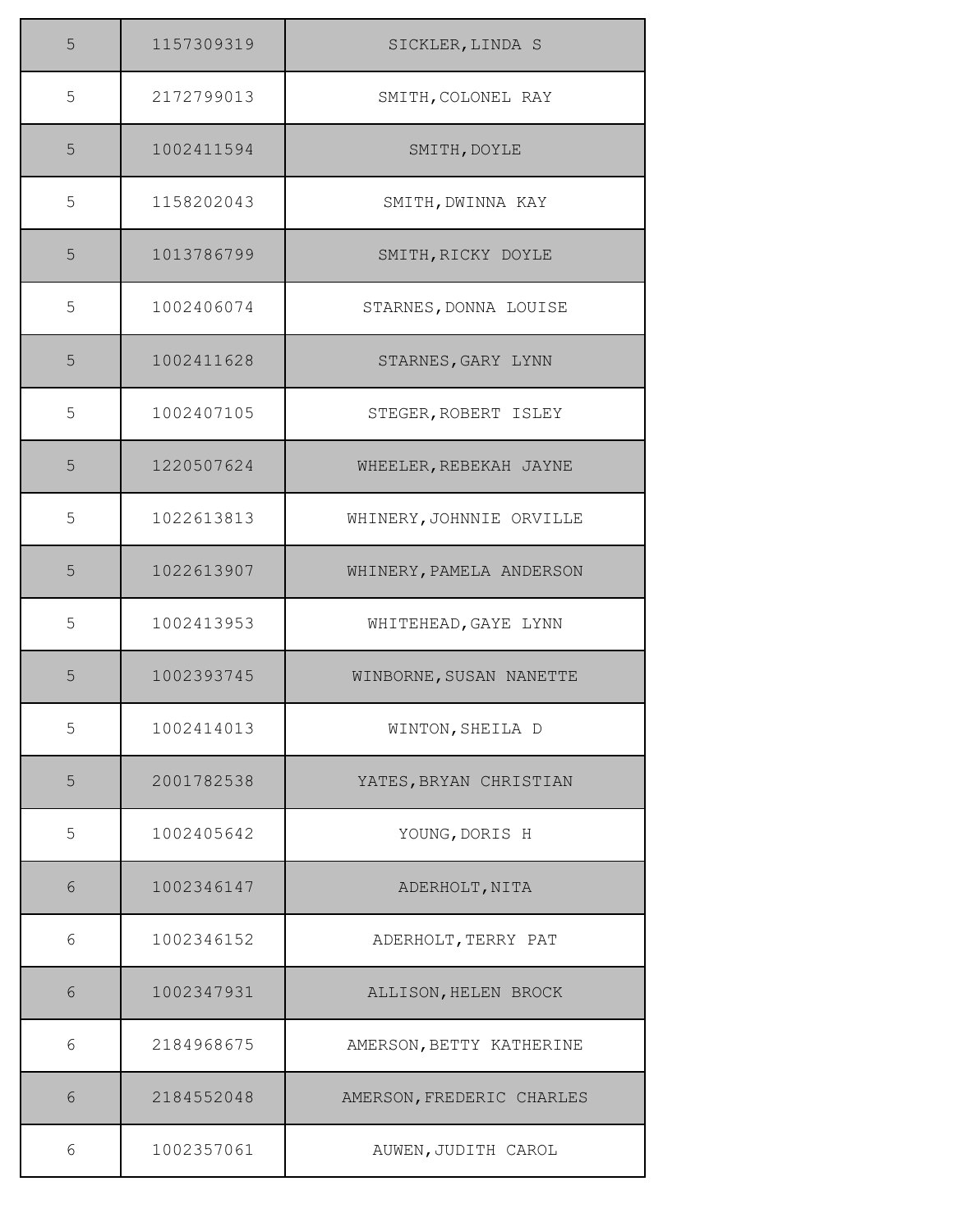| | | |
|---|---|---|
| 5 | 1157309319 | SICKLER,LINDA S |
| 5 | 2172799013 | SMITH,COLONEL RAY |
| 5 | 1002411594 | SMITH,DOYLE |
| 5 | 1158202043 | SMITH,DWINNA KAY |
| 5 | 1013786799 | SMITH,RICKY DOYLE |
| 5 | 1002406074 | STARNES,DONNA LOUISE |
| 5 | 1002411628 | STARNES,GARY LYNN |
| 5 | 1002407105 | STEGER,ROBERT ISLEY |
| 5 | 1220507624 | WHEELER,REBEKAH JAYNE |
| 5 | 1022613813 | WHINERY,JOHNNIE ORVILLE |
| 5 | 1022613907 | WHINERY,PAMELA ANDERSON |
| 5 | 1002413953 | WHITEHEAD,GAYE LYNN |
| 5 | 1002393745 | WINBORNE,SUSAN NANETTE |
| 5 | 1002414013 | WINTON,SHEILA D |
| 5 | 2001782538 | YATES,BRYAN CHRISTIAN |
| 5 | 1002405642 | YOUNG,DORIS H |
| 6 | 1002346147 | ADERHOLT,NITA |
| 6 | 1002346152 | ADERHOLT,TERRY PAT |
| 6 | 1002347931 | ALLISON,HELEN BROCK |
| 6 | 2184968675 | AMERSON,BETTY KATHERINE |
| 6 | 2184552048 | AMERSON,FREDERIC CHARLES |
| 6 | 1002357061 | AUWEN,JUDITH CAROL |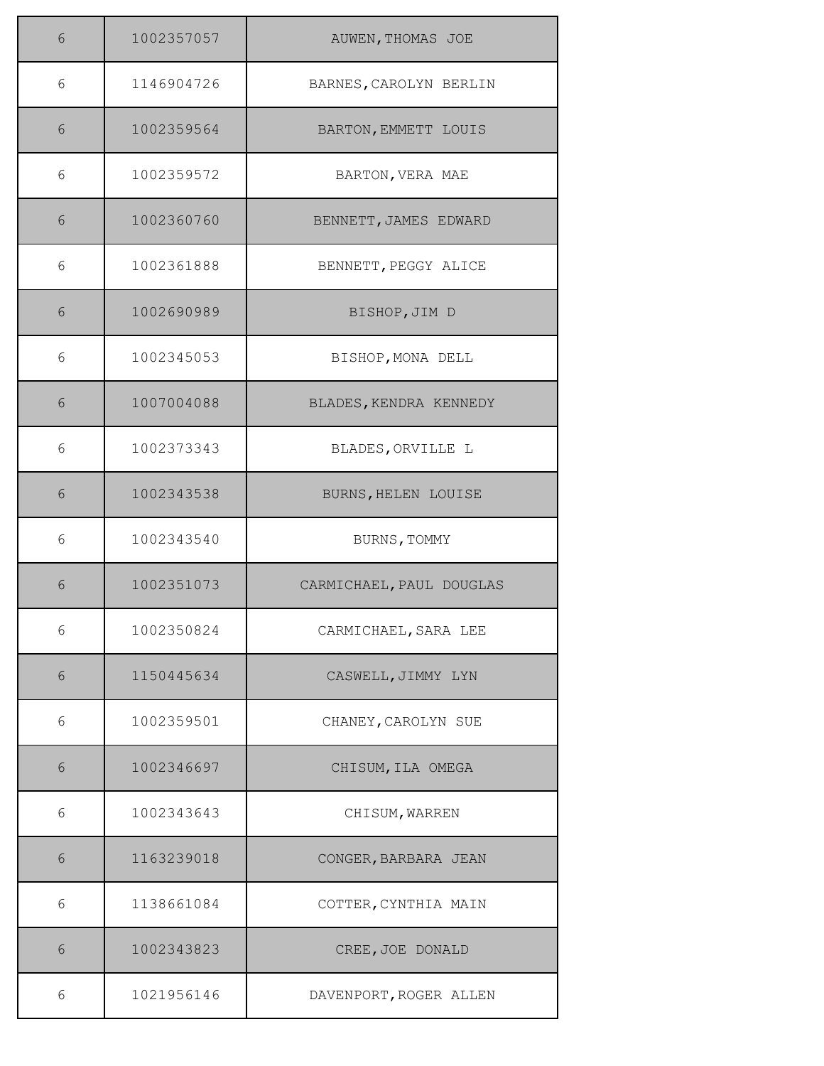| 6 | 1002357057 | AUWEN,THOMAS JOE |
|---|---|---|
| 6 | 1146904726 | BARNES,CAROLYN BERLIN |
| 6 | 1002359564 | BARTON,EMMETT LOUIS |
| 6 | 1002359572 | BARTON,VERA MAE |
| 6 | 1002360760 | BENNETT,JAMES EDWARD |
| 6 | 1002361888 | BENNETT,PEGGY ALICE |
| 6 | 1002690989 | BISHOP,JIM D |
| 6 | 1002345053 | BISHOP,MONA DELL |
| 6 | 1007004088 | BLADES,KENDRA KENNEDY |
| 6 | 1002373343 | BLADES,ORVILLE L |
| 6 | 1002343538 | BURNS,HELEN LOUISE |
| 6 | 1002343540 | BURNS,TOMMY |
| 6 | 1002351073 | CARMICHAEL,PAUL DOUGLAS |
| 6 | 1002350824 | CARMICHAEL,SARA LEE |
| 6 | 1150445634 | CASWELL,JIMMY LYN |
| 6 | 1002359501 | CHANEY,CAROLYN SUE |
| 6 | 1002346697 | CHISUM,ILA OMEGA |
| 6 | 1002343643 | CHISUM,WARREN |
| 6 | 1163239018 | CONGER,BARBARA JEAN |
| 6 | 1138661084 | COTTER,CYNTHIA MAIN |
| 6 | 1002343823 | CREE,JOE DONALD |
| 6 | 1021956146 | DAVENPORT,ROGER ALLEN |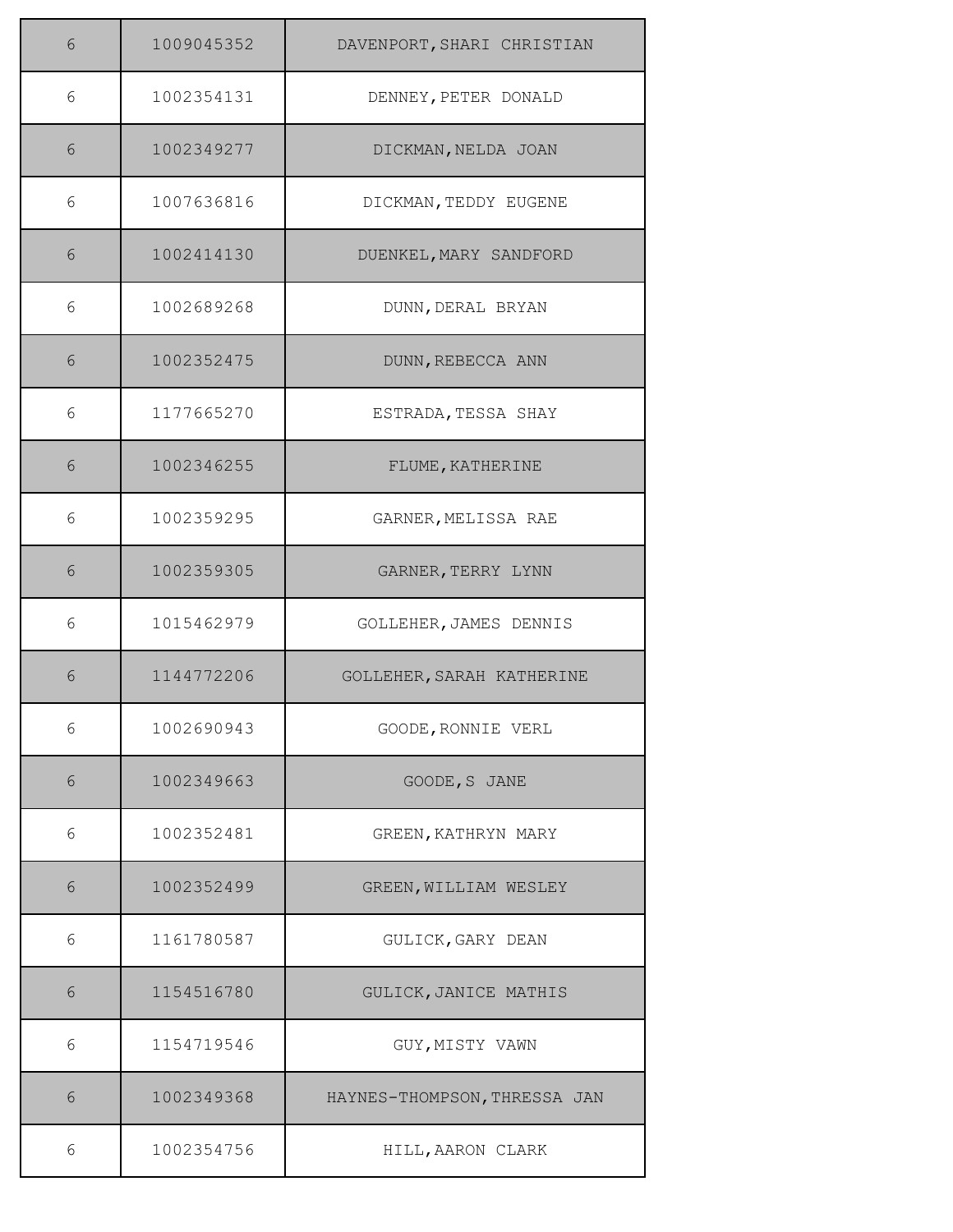| 6 | 1009045352 | DAVENPORT,SHARI CHRISTIAN |
|---|---|---|
| 6 | 1002354131 | DENNEY,PETER DONALD |
| 6 | 1002349277 | DICKMAN,NELDA JOAN |
| 6 | 1007636816 | DICKMAN,TEDDY EUGENE |
| 6 | 1002414130 | DUENKEL,MARY SANDFORD |
| 6 | 1002689268 | DUNN,DERAL BRYAN |
| 6 | 1002352475 | DUNN,REBECCA ANN |
| 6 | 1177665270 | ESTRADA,TESSA SHAY |
| 6 | 1002346255 | FLUME,KATHERINE |
| 6 | 1002359295 | GARNER,MELISSA RAE |
| 6 | 1002359305 | GARNER,TERRY LYNN |
| 6 | 1015462979 | GOLLEHER,JAMES DENNIS |
| 6 | 1144772206 | GOLLEHER,SARAH KATHERINE |
| 6 | 1002690943 | GOODE,RONNIE VERL |
| 6 | 1002349663 | GOODE,S JANE |
| 6 | 1002352481 | GREEN,KATHRYN MARY |
| 6 | 1002352499 | GREEN,WILLIAM WESLEY |
| 6 | 1161780587 | GULICK,GARY DEAN |
| 6 | 1154516780 | GULICK,JANICE MATHIS |
| 6 | 1154719546 | GUY,MISTY VAWN |
| 6 | 1002349368 | HAYNES-THOMPSON,THRESSA JAN |
| 6 | 1002354756 | HILL,AARON CLARK |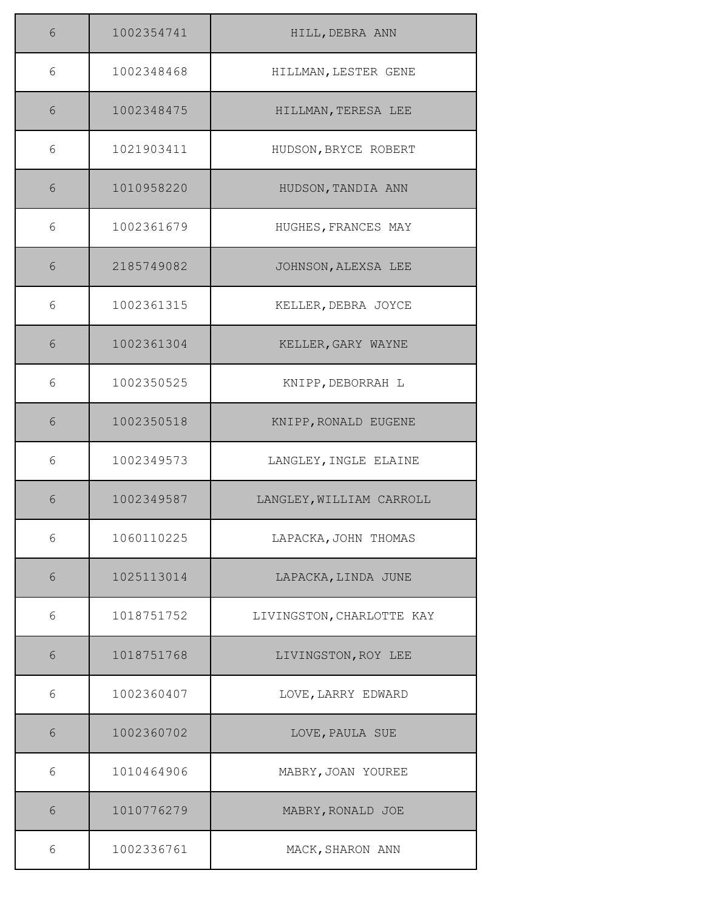| | | |
|---|---|---|
| 6 | 1002354741 | HILL,DEBRA ANN |
| 6 | 1002348468 | HILLMAN,LESTER GENE |
| 6 | 1002348475 | HILLMAN,TERESA LEE |
| 6 | 1021903411 | HUDSON,BRYCE ROBERT |
| 6 | 1010958220 | HUDSON,TANDIA ANN |
| 6 | 1002361679 | HUGHES,FRANCES MAY |
| 6 | 2185749082 | JOHNSON,ALEXSA LEE |
| 6 | 1002361315 | KELLER,DEBRA JOYCE |
| 6 | 1002361304 | KELLER,GARY WAYNE |
| 6 | 1002350525 | KNIPP,DEBORRAH L |
| 6 | 1002350518 | KNIPP,RONALD EUGENE |
| 6 | 1002349573 | LANGLEY,INGLE ELAINE |
| 6 | 1002349587 | LANGLEY,WILLIAM CARROLL |
| 6 | 1060110225 | LAPACKA,JOHN THOMAS |
| 6 | 1025113014 | LAPACKA,LINDA JUNE |
| 6 | 1018751752 | LIVINGSTON,CHARLOTTE KAY |
| 6 | 1018751768 | LIVINGSTON,ROY LEE |
| 6 | 1002360407 | LOVE,LARRY EDWARD |
| 6 | 1002360702 | LOVE,PAULA SUE |
| 6 | 1010464906 | MABRY,JOAN YOUREE |
| 6 | 1010776279 | MABRY,RONALD JOE |
| 6 | 1002336761 | MACK,SHARON ANN |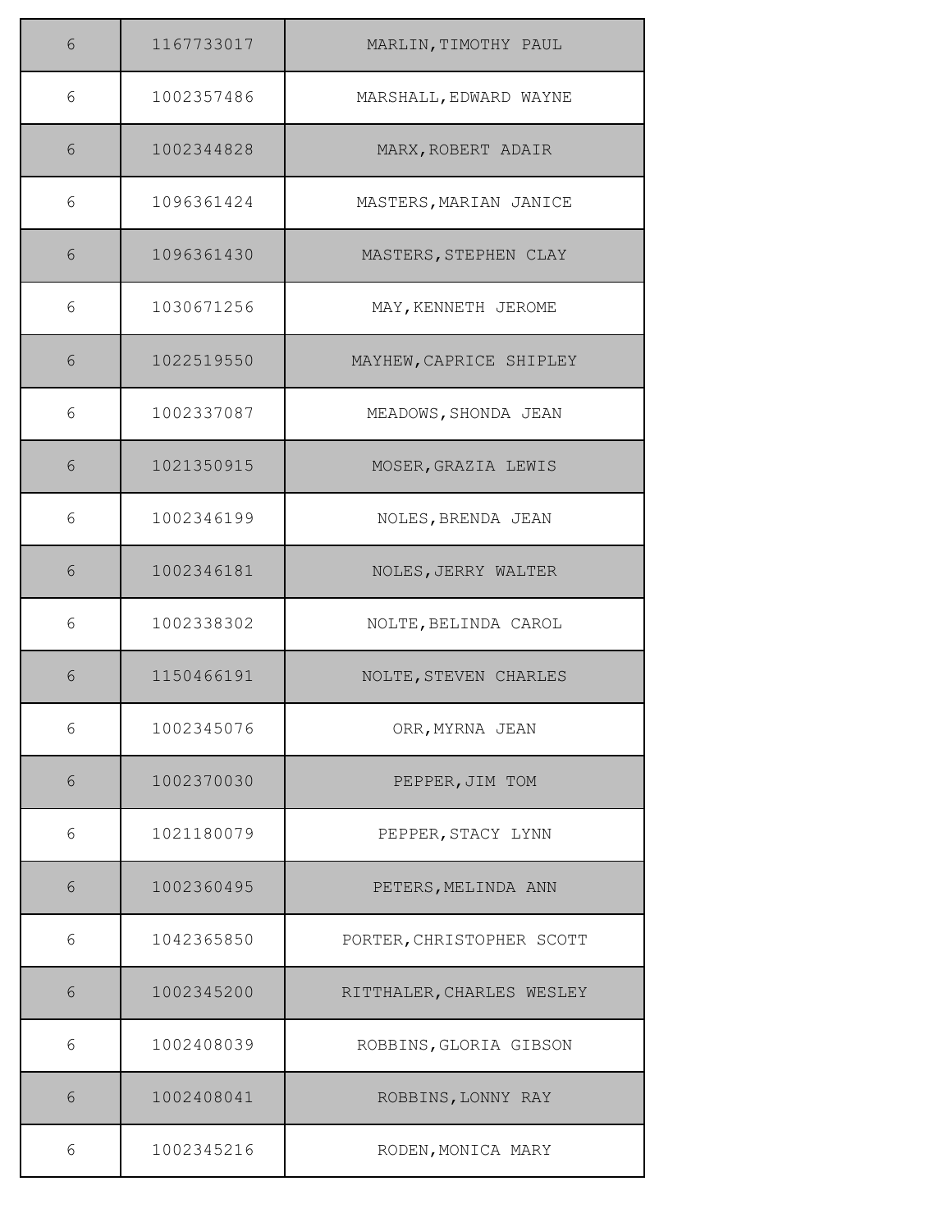| | | |
|---|---|---|
| 6 | 1167733017 | MARLIN,TIMOTHY PAUL |
| 6 | 1002357486 | MARSHALL,EDWARD WAYNE |
| 6 | 1002344828 | MARX,ROBERT ADAIR |
| 6 | 1096361424 | MASTERS,MARIAN JANICE |
| 6 | 1096361430 | MASTERS,STEPHEN CLAY |
| 6 | 1030671256 | MAY,KENNETH JEROME |
| 6 | 1022519550 | MAYHEW,CAPRICE SHIPLEY |
| 6 | 1002337087 | MEADOWS,SHONDA JEAN |
| 6 | 1021350915 | MOSER,GRAZIA LEWIS |
| 6 | 1002346199 | NOLES,BRENDA JEAN |
| 6 | 1002346181 | NOLES,JERRY WALTER |
| 6 | 1002338302 | NOLTE,BELINDA CAROL |
| 6 | 1150466191 | NOLTE,STEVEN CHARLES |
| 6 | 1002345076 | ORR,MYRNA JEAN |
| 6 | 1002370030 | PEPPER,JIM TOM |
| 6 | 1021180079 | PEPPER,STACY LYNN |
| 6 | 1002360495 | PETERS,MELINDA ANN |
| 6 | 1042365850 | PORTER,CHRISTOPHER SCOTT |
| 6 | 1002345200 | RITTHALER,CHARLES WESLEY |
| 6 | 1002408039 | ROBBINS,GLORIA GIBSON |
| 6 | 1002408041 | ROBBINS,LONNY RAY |
| 6 | 1002345216 | RODEN,MONICA MARY |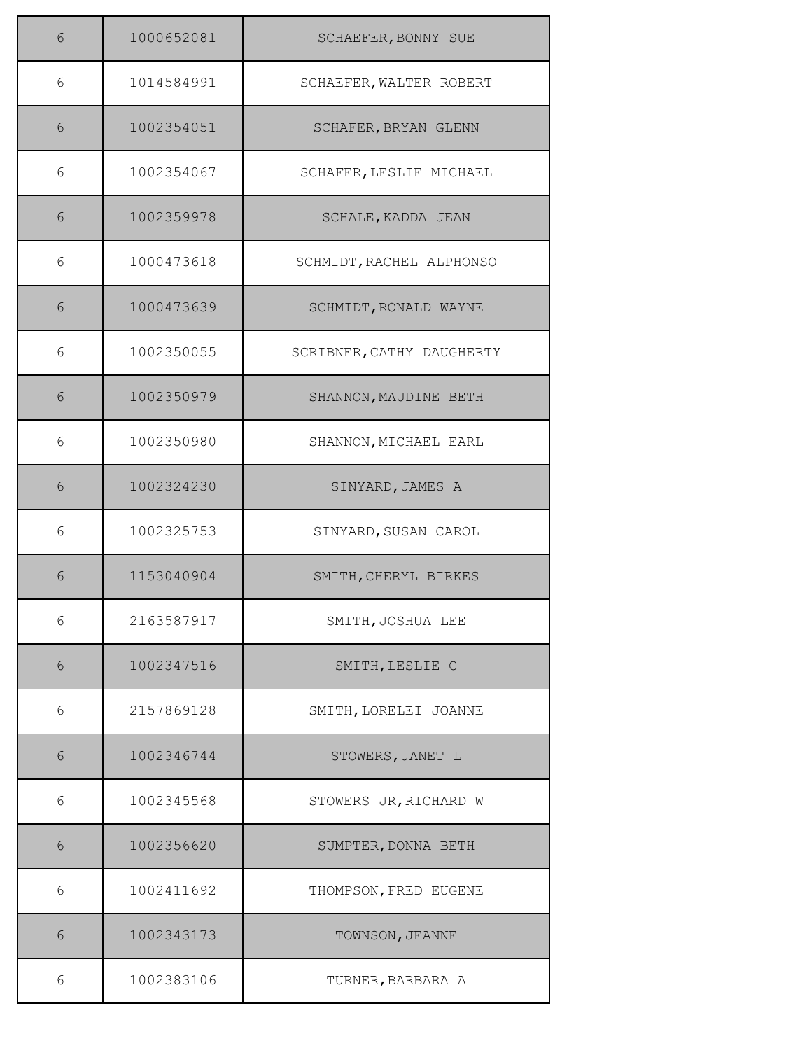| 6 | 1000652081 | SCHAEFER,BONNY SUE |
|---|---|---|
| 6 | 1014584991 | SCHAEFER,WALTER ROBERT |
| 6 | 1002354051 | SCHAFER,BRYAN GLENN |
| 6 | 1002354067 | SCHAFER,LESLIE MICHAEL |
| 6 | 1002359978 | SCHALE,KADDA JEAN |
| 6 | 1000473618 | SCHMIDT,RACHEL ALPHONSO |
| 6 | 1000473639 | SCHMIDT,RONALD WAYNE |
| 6 | 1002350055 | SCRIBNER,CATHY DAUGHERTY |
| 6 | 1002350979 | SHANNON,MAUDINE BETH |
| 6 | 1002350980 | SHANNON,MICHAEL EARL |
| 6 | 1002324230 | SINYARD,JAMES A |
| 6 | 1002325753 | SINYARD,SUSAN CAROL |
| 6 | 1153040904 | SMITH,CHERYL BIRKES |
| 6 | 2163587917 | SMITH,JOSHUA LEE |
| 6 | 1002347516 | SMITH,LESLIE C |
| 6 | 2157869128 | SMITH,LORELEI JOANNE |
| 6 | 1002346744 | STOWERS,JANET L |
| 6 | 1002345568 | STOWERS JR,RICHARD W |
| 6 | 1002356620 | SUMPTER,DONNA BETH |
| 6 | 1002411692 | THOMPSON,FRED EUGENE |
| 6 | 1002343173 | TOWNSON,JEANNE |
| 6 | 1002383106 | TURNER,BARBARA A |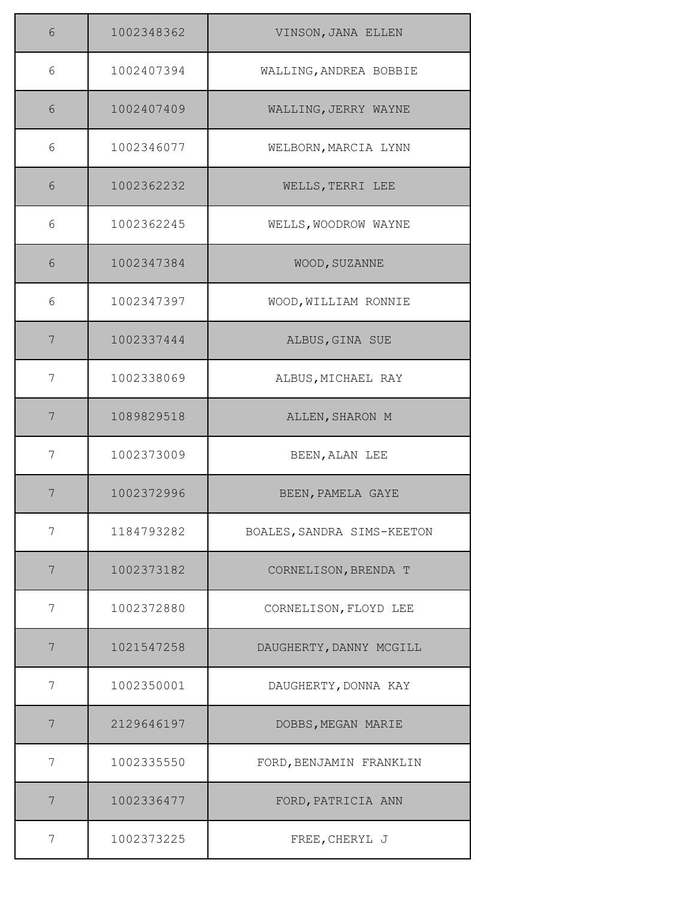| | | |
|---|---|---|
| 6 | 1002348362 | VINSON,JANA ELLEN |
| 6 | 1002407394 | WALLING,ANDREA BOBBIE |
| 6 | 1002407409 | WALLING,JERRY WAYNE |
| 6 | 1002346077 | WELBORN,MARCIA LYNN |
| 6 | 1002362232 | WELLS,TERRI LEE |
| 6 | 1002362245 | WELLS,WOODROW WAYNE |
| 6 | 1002347384 | WOOD,SUZANNE |
| 6 | 1002347397 | WOOD,WILLIAM RONNIE |
| 7 | 1002337444 | ALBUS,GINA SUE |
| 7 | 1002338069 | ALBUS,MICHAEL RAY |
| 7 | 1089829518 | ALLEN,SHARON M |
| 7 | 1002373009 | BEEN,ALAN LEE |
| 7 | 1002372996 | BEEN,PAMELA GAYE |
| 7 | 1184793282 | BOALES,SANDRA SIMS-KEETON |
| 7 | 1002373182 | CORNELISON,BRENDA T |
| 7 | 1002372880 | CORNELISON,FLOYD LEE |
| 7 | 1021547258 | DAUGHERTY,DANNY MCGILL |
| 7 | 1002350001 | DAUGHERTY,DONNA KAY |
| 7 | 2129646197 | DOBBS,MEGAN MARIE |
| 7 | 1002335550 | FORD,BENJAMIN FRANKLIN |
| 7 | 1002336477 | FORD,PATRICIA ANN |
| 7 | 1002373225 | FREE,CHERYL J |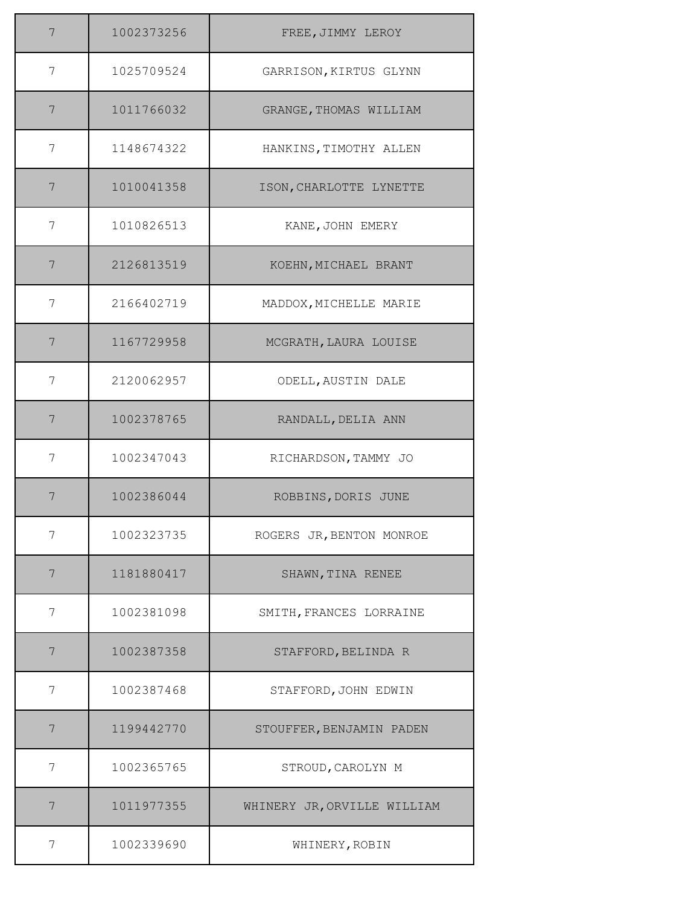| | | |
|---|---|---|
| 7 | 1002373256 | FREE,JIMMY LEROY |
| 7 | 1025709524 | GARRISON,KIRTUS GLYNN |
| 7 | 1011766032 | GRANGE,THOMAS WILLIAM |
| 7 | 1148674322 | HANKINS,TIMOTHY ALLEN |
| 7 | 1010041358 | ISON,CHARLOTTE LYNETTE |
| 7 | 1010826513 | KANE,JOHN EMERY |
| 7 | 2126813519 | KOEHN,MICHAEL BRANT |
| 7 | 2166402719 | MADDOX,MICHELLE MARIE |
| 7 | 1167729958 | MCGRATH,LAURA LOUISE |
| 7 | 2120062957 | ODELL,AUSTIN DALE |
| 7 | 1002378765 | RANDALL,DELIA ANN |
| 7 | 1002347043 | RICHARDSON,TAMMY JO |
| 7 | 1002386044 | ROBBINS,DORIS JUNE |
| 7 | 1002323735 | ROGERS JR,BENTON MONROE |
| 7 | 1181880417 | SHAWN,TINA RENEE |
| 7 | 1002381098 | SMITH,FRANCES LORRAINE |
| 7 | 1002387358 | STAFFORD,BELINDA R |
| 7 | 1002387468 | STAFFORD,JOHN EDWIN |
| 7 | 1199442770 | STOUFFER,BENJAMIN PADEN |
| 7 | 1002365765 | STROUD,CAROLYN M |
| 7 | 1011977355 | WHINERY JR,ORVILLE WILLIAM |
| 7 | 1002339690 | WHINERY,ROBIN |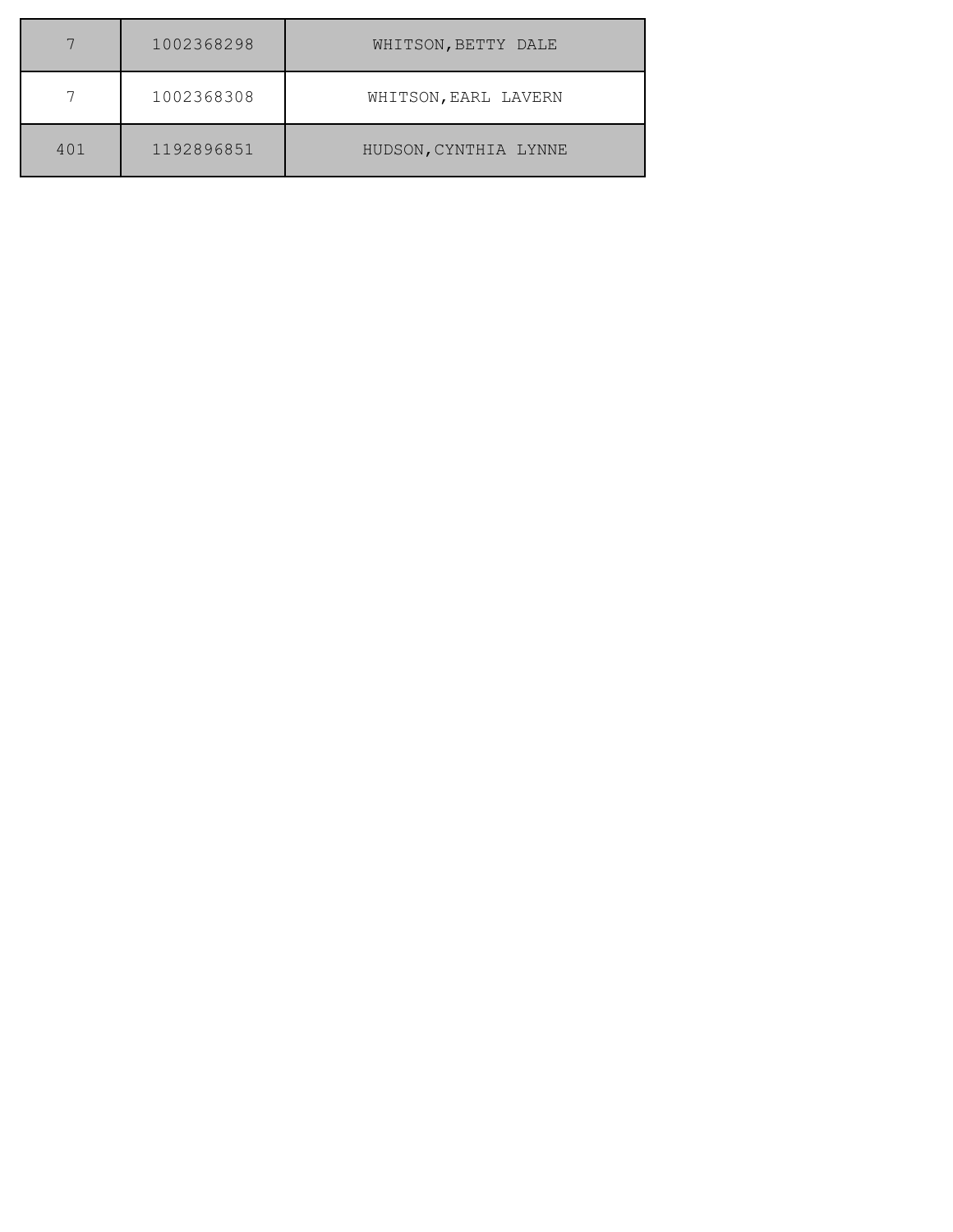| | | |
|---|---|---|
| 7 | 1002368298 | WHITSON,BETTY DALE |
| 7 | 1002368308 | WHITSON,EARL LAVERN |
| 401 | 1192896851 | HUDSON,CYNTHIA LYNNE |